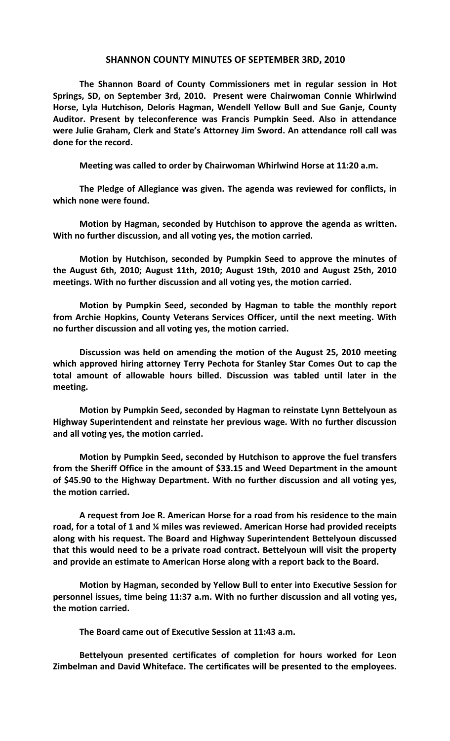## SHANNON COUNTY MINUTES OF SEPTEMBER 3RD, 2010

**The Shannon Board of County Commissioners met in regular session in Hot Springs, SD, on September 3rd, 2010. Present were Chairwoman Connie Whirlwind Horse, Lyla Hutchison, Deloris Hagman, Wendell Yellow Bull and Sue Ganje, County Auditor. Present by teleconference was Francis Pumpkin Seed. Also in attendance were Julie Graham, Clerk and State's Attorney Jim Sword. An attendance roll call was done for the record.**

**Meeting was called to order by Chairwoman Whirlwind Horse at 11:20 a.m.**

**The Pledge of Allegiance was given. The agenda was reviewed for conflicts, in which none were found.**

**Motion by Hagman, seconded by Hutchison to approve the agenda as written. With no further discussion, and all voting yes, the motion carried.**

**Motion by Hutchison, seconded by Pumpkin Seed to approve the minutes of the August 6th, 2010; August 11th, 2010; August 19th, 2010 and August 25th, 2010 meetings. With no further discussion and all voting yes, the motion carried.**

**Motion by Pumpkin Seed, seconded by Hagman to table the monthly report from Archie Hopkins, County Veterans Services Officer, until the next meeting. With no further discussion and all voting yes, the motion carried.**

**Discussion was held on amending the motion of the August 25, 2010 meeting which approved hiring attorney Terry Pechota for Stanley Star Comes Out to cap the total amount of allowable hours billed. Discussion was tabled until later in the meeting.**

**Motion by Pumpkin Seed, seconded by Hagman to reinstate Lynn Bettelyoun as Highway Superintendent and reinstate her previous wage. With no further discussion and all voting yes, the motion carried.**

**Motion by Pumpkin Seed, seconded by Hutchison to approve the fuel transfers from the Sheriff Office in the amount of $33.15 and Weed Department in the amount of $45.90 to the Highway Department. With no further discussion and all voting yes, the motion carried.**

**A request from Joe R. American Horse for a road from his residence to the main road, for a total of 1 and ¼ miles was reviewed. American Horse had provided receipts along with his request. The Board and Highway Superintendent Bettelyoun discussed that this would need to be a private road contract. Bettelyoun will visit the property and provide an estimate to American Horse along with a report back to the Board.**

**Motion by Hagman, seconded by Yellow Bull to enter into Executive Session for personnel issues, time being 11:37 a.m. With no further discussion and all voting yes, the motion carried.**

**The Board came out of Executive Session at 11:43 a.m.**

**Bettelyoun presented certificates of completion for hours worked for Leon Zimbelman and David Whiteface. The certificates will be presented to the employees.**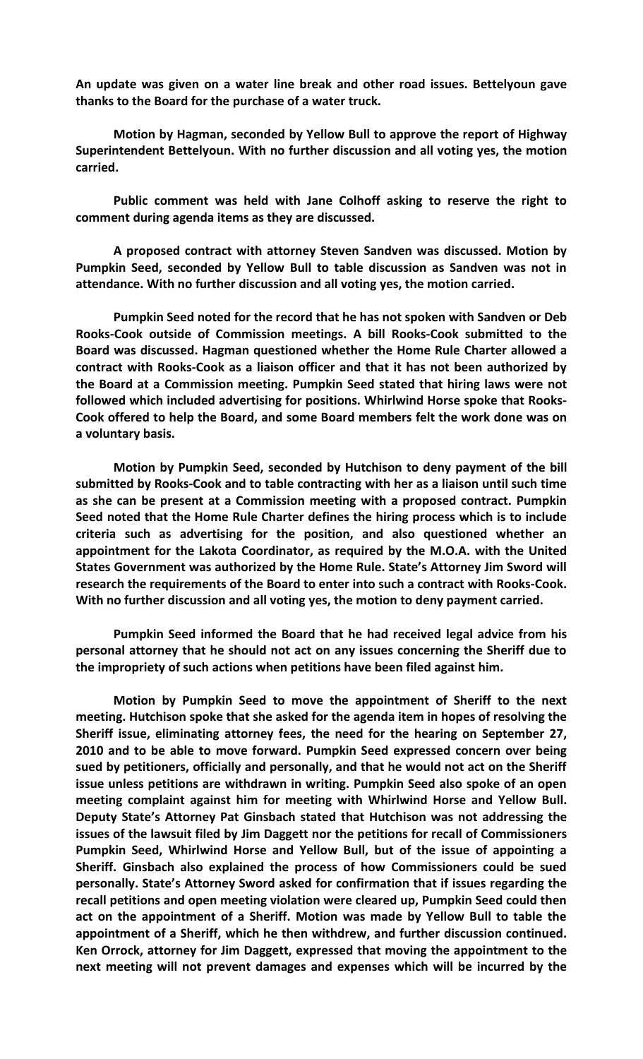**An update was given on a water line break and other road issues. Bettelyoun gave thanks to the Board for the purchase of a water truck.**

**Motion by Hagman, seconded by Yellow Bull to approve the report of Highway Superintendent Bettelyoun. With no further discussion and all voting yes, the motion carried.**

**Public comment was held with Jane Colhoff asking to reserve the right to comment during agenda items as they are discussed.**

**A proposed contract with attorney Steven Sandven was discussed. Motion by Pumpkin Seed, seconded by Yellow Bull to table discussion as Sandven was not in attendance. With no further discussion and all voting yes, the motion carried.**

**Pumpkin Seed noted for the record that he has not spoken with Sandven or Deb Rooks-Cook outside of Commission meetings. A bill Rooks-Cook submitted to the Board was discussed. Hagman questioned whether the Home Rule Charter allowed a contract with Rooks-Cook as a liaison officer and that it has not been authorized by the Board at a Commission meeting. Pumpkin Seed stated that hiring laws were not followed which included advertising for positions. Whirlwind Horse spoke that Rooks-Cook offered to help the Board, and some Board members felt the work done was on a voluntary basis.**

**Motion by Pumpkin Seed, seconded by Hutchison to deny payment of the bill submitted by Rooks-Cook and to table contracting with her as a liaison until such time as she can be present at a Commission meeting with a proposed contract. Pumpkin Seed noted that the Home Rule Charter defines the hiring process which is to include criteria such as advertising for the position, and also questioned whether an appointment for the Lakota Coordinator, as required by the M.O.A. with the United States Government was authorized by the Home Rule. State's Attorney Jim Sword will research the requirements of the Board to enter into such a contract with Rooks-Cook. With no further discussion and all voting yes, the motion to deny payment carried.**

**Pumpkin Seed informed the Board that he had received legal advice from his personal attorney that he should not act on any issues concerning the Sheriff due to the impropriety of such actions when petitions have been filed against him.**

**Motion by Pumpkin Seed to move the appointment of Sheriff to the next meeting. Hutchison spoke that she asked for the agenda item in hopes of resolving the Sheriff issue, eliminating attorney fees, the need for the hearing on September 27, 2010 and to be able to move forward. Pumpkin Seed expressed concern over being sued by petitioners, officially and personally, and that he would not act on the Sheriff issue unless petitions are withdrawn in writing. Pumpkin Seed also spoke of an open meeting complaint against him for meeting with Whirlwind Horse and Yellow Bull. Deputy State's Attorney Pat Ginsbach stated that Hutchison was not addressing the issues of the lawsuit filed by Jim Daggett nor the petitions for recall of Commissioners Pumpkin Seed, Whirlwind Horse and Yellow Bull, but of the issue of appointing a Sheriff. Ginsbach also explained the process of how Commissioners could be sued personally. State's Attorney Sword asked for confirmation that if issues regarding the recall petitions and open meeting violation were cleared up, Pumpkin Seed could then act on the appointment of a Sheriff. Motion was made by Yellow Bull to table the appointment of a Sheriff, which he then withdrew, and further discussion continued. Ken Orrock, attorney for Jim Daggett, expressed that moving the appointment to the next meeting will not prevent damages and expenses which will be incurred by the**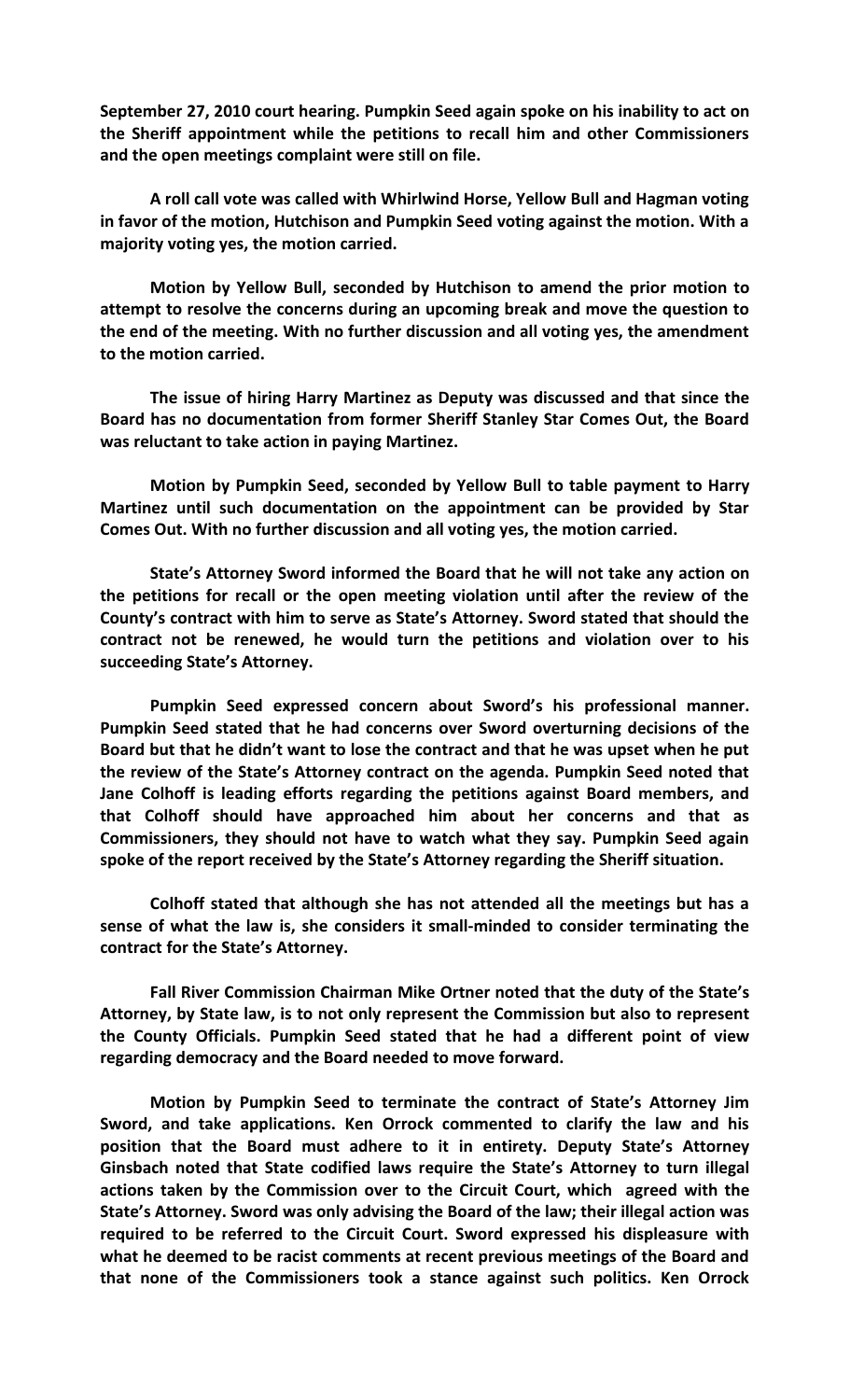**September 27, 2010 court hearing. Pumpkin Seed again spoke on his inability to act on the Sheriff appointment while the petitions to recall him and other Commissioners and the open meetings complaint were still on file.**

**A roll call vote was called with Whirlwind Horse, Yellow Bull and Hagman voting in favor of the motion, Hutchison and Pumpkin Seed voting against the motion. With a majority voting yes, the motion carried.**

**Motion by Yellow Bull, seconded by Hutchison to amend the prior motion to attempt to resolve the concerns during an upcoming break and move the question to the end of the meeting. With no further discussion and all voting yes, the amendment to the motion carried.**

**The issue of hiring Harry Martinez as Deputy was discussed and that since the Board has no documentation from former Sheriff Stanley Star Comes Out, the Board was reluctant to take action in paying Martinez.**

**Motion by Pumpkin Seed, seconded by Yellow Bull to table payment to Harry Martinez until such documentation on the appointment can be provided by Star Comes Out. With no further discussion and all voting yes, the motion carried.**

**State's Attorney Sword informed the Board that he will not take any action on the petitions for recall or the open meeting violation until after the review of the County's contract with him to serve as State's Attorney. Sword stated that should the contract not be renewed, he would turn the petitions and violation over to his succeeding State's Attorney.**

**Pumpkin Seed expressed concern about Sword's his professional manner. Pumpkin Seed stated that he had concerns over Sword overturning decisions of the Board but that he didn't want to lose the contract and that he was upset when he put the review of the State's Attorney contract on the agenda. Pumpkin Seed noted that Jane Colhoff is leading efforts regarding the petitions against Board members, and that Colhoff should have approached him about her concerns and that as Commissioners, they should not have to watch what they say. Pumpkin Seed again spoke of the report received by the State's Attorney regarding the Sheriff situation.**

**Colhoff stated that although she has not attended all the meetings but has a sense of what the law is, she considers it small-minded to consider terminating the contract for the State's Attorney.**

**Fall River Commission Chairman Mike Ortner noted that the duty of the State's Attorney, by State law, is to not only represent the Commission but also to represent the County Officials. Pumpkin Seed stated that he had a different point of view regarding democracy and the Board needed to move forward.**

**Motion by Pumpkin Seed to terminate the contract of State's Attorney Jim Sword, and take applications. Ken Orrock commented to clarify the law and his position that the Board must adhere to it in entirety. Deputy State's Attorney Ginsbach noted that State codified laws require the State's Attorney to turn illegal actions taken by the Commission over to the Circuit Court, which agreed with the State's Attorney. Sword was only advising the Board of the law; their illegal action was required to be referred to the Circuit Court. Sword expressed his displeasure with what he deemed to be racist comments at recent previous meetings of the Board and that none of the Commissioners took a stance against such politics. Ken Orrock**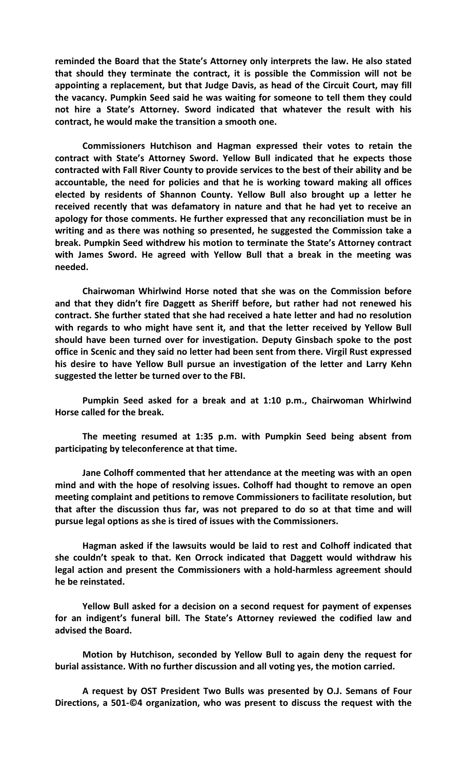**reminded the Board that the State's Attorney only interprets the law. He also stated that should they terminate the contract, it is possible the Commission will not be appointing a replacement, but that Judge Davis, as head of the Circuit Court, may fill the vacancy. Pumpkin Seed said he was waiting for someone to tell them they could not hire a State's Attorney. Sword indicated that whatever the result with his contract, he would make the transition a smooth one.**

**Commissioners Hutchison and Hagman expressed their votes to retain the contract with State's Attorney Sword. Yellow Bull indicated that he expects those contracted with Fall River County to provide services to the best of their ability and be accountable, the need for policies and that he is working toward making all offices elected by residents of Shannon County. Yellow Bull also brought up a letter he received recently that was defamatory in nature and that he had yet to receive an apology for those comments. He further expressed that any reconciliation must be in writing and as there was nothing so presented, he suggested the Commission take a break. Pumpkin Seed withdrew his motion to terminate the State's Attorney contract with James Sword. He agreed with Yellow Bull that a break in the meeting was needed.**

**Chairwoman Whirlwind Horse noted that she was on the Commission before and that they didn't fire Daggett as Sheriff before, but rather had not renewed his contract. She further stated that she had received a hate letter and had no resolution with regards to who might have sent it, and that the letter received by Yellow Bull should have been turned over for investigation. Deputy Ginsbach spoke to the post office in Scenic and they said no letter had been sent from there. Virgil Rust expressed his desire to have Yellow Bull pursue an investigation of the letter and Larry Kehn suggested the letter be turned over to the FBI.**

**Pumpkin Seed asked for a break and at 1:10 p.m., Chairwoman Whirlwind Horse called for the break.**

**The meeting resumed at 1:35 p.m. with Pumpkin Seed being absent from participating by teleconference at that time.**

**Jane Colhoff commented that her attendance at the meeting was with an open mind and with the hope of resolving issues. Colhoff had thought to remove an open meeting complaint and petitions to remove Commissioners to facilitate resolution, but that after the discussion thus far, was not prepared to do so at that time and will pursue legal options as she is tired of issues with the Commissioners.**

**Hagman asked if the lawsuits would be laid to rest and Colhoff indicated that she couldn't speak to that. Ken Orrock indicated that Daggett would withdraw his legal action and present the Commissioners with a hold-harmless agreement should he be reinstated.**

**Yellow Bull asked for a decision on a second request for payment of expenses for an indigent's funeral bill. The State's Attorney reviewed the codified law and advised the Board.**

**Motion by Hutchison, seconded by Yellow Bull to again deny the request for burial assistance. With no further discussion and all voting yes, the motion carried.**

**A request by OST President Two Bulls was presented by O.J. Semans of Four Directions, a 501-©4 organization, who was present to discuss the request with the**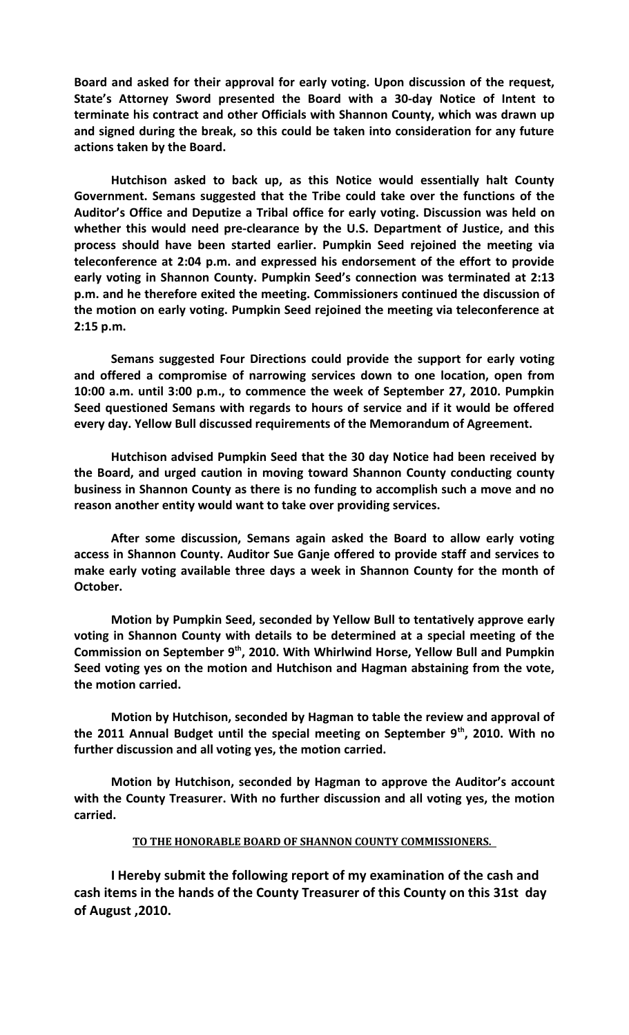**Board and asked for their approval for early voting. Upon discussion of the request, State's Attorney Sword presented the Board with a 30-day Notice of Intent to terminate his contract and other Officials with Shannon County, which was drawn up and signed during the break, so this could be taken into consideration for any future actions taken by the Board.**

**Hutchison asked to back up, as this Notice would essentially halt County Government. Semans suggested that the Tribe could take over the functions of the Auditor's Office and Deputize a Tribal office for early voting. Discussion was held on whether this would need pre-clearance by the U.S. Department of Justice, and this process should have been started earlier. Pumpkin Seed rejoined the meeting via teleconference at 2:04 p.m. and expressed his endorsement of the effort to provide early voting in Shannon County. Pumpkin Seed's connection was terminated at 2:13 p.m. and he therefore exited the meeting. Commissioners continued the discussion of the motion on early voting. Pumpkin Seed rejoined the meeting via teleconference at 2:15 p.m.**

**Semans suggested Four Directions could provide the support for early voting and offered a compromise of narrowing services down to one location, open from 10:00 a.m. until 3:00 p.m., to commence the week of September 27, 2010. Pumpkin Seed questioned Semans with regards to hours of service and if it would be offered every day. Yellow Bull discussed requirements of the Memorandum of Agreement.**

**Hutchison advised Pumpkin Seed that the 30 day Notice had been received by the Board, and urged caution in moving toward Shannon County conducting county business in Shannon County as there is no funding to accomplish such a move and no reason another entity would want to take over providing services.**

**After some discussion, Semans again asked the Board to allow early voting access in Shannon County. Auditor Sue Ganje offered to provide staff and services to make early voting available three days a week in Shannon County for the month of October.**

**Motion by Pumpkin Seed, seconded by Yellow Bull to tentatively approve early voting in Shannon County with details to be determined at a special meeting of the Commission on September 9th, 2010. With Whirlwind Horse, Yellow Bull and Pumpkin Seed voting yes on the motion and Hutchison and Hagman abstaining from the vote, the motion carried.**

**Motion by Hutchison, seconded by Hagman to table the review and approval of the 2011 Annual Budget until the special meeting on September 9th, 2010. With no further discussion and all voting yes, the motion carried.**

**Motion by Hutchison, seconded by Hagman to approve the Auditor's account with the County Treasurer. With no further discussion and all voting yes, the motion carried.**

**TO THE HONORABLE BOARD OF SHANNON COUNTY COMMISSIONERS.**

**I Hereby submit the following report of my examination of the cash and cash items in the hands of the County Treasurer of this County on this 31st day of August ,2010.**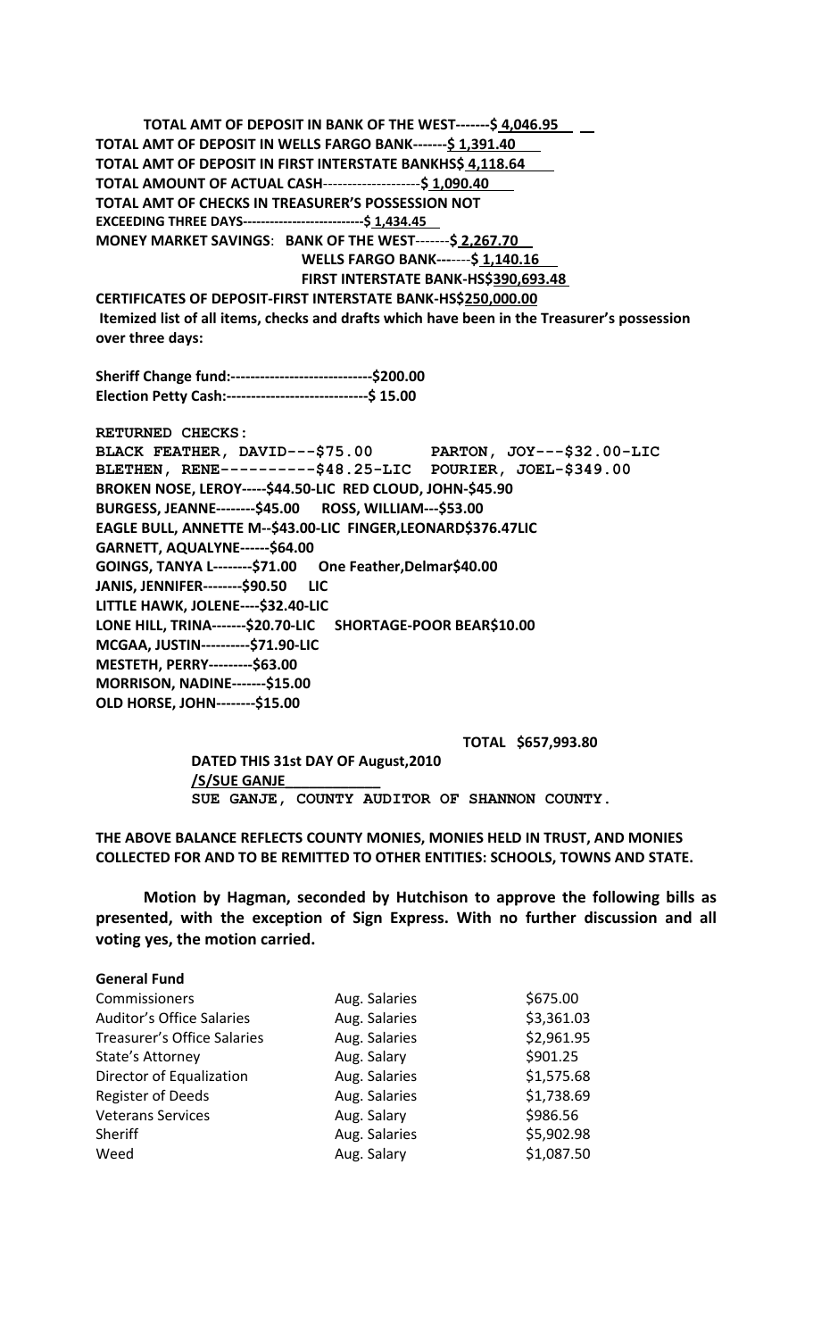**TOTAL AMT OF DEPOSIT IN BANK OF THE WEST-------$ 4,046.95**
**TOTAL AMT OF DEPOSIT IN WELLS FARGO BANK-------$ 1,391.40**
**TOTAL AMT OF DEPOSIT IN FIRST INTERSTATE BANKHS$ 4,118.64**
**TOTAL AMOUNT OF ACTUAL CASH--------------------$ 1,090.40**
**TOTAL AMT OF CHECKS IN TREASURER'S POSSESSION NOT EXCEEDING THREE DAYS--------------------------$ 1,434.45**
**MONEY MARKET SAVINGS: BANK OF THE WEST-------$ 2,267.70**
**WELLS FARGO BANK-------$ 1,140.16**
**FIRST INTERSTATE BANK-HS$390,693.48**
**CERTIFICATES OF DEPOSIT-FIRST INTERSTATE BANK-HS$250,000.00**
**Itemized list of all items, checks and drafts which have been in the Treasurer's possession over three days:**

**Sheriff Change fund:-----------------------------$200.00**
**Election Petty Cash:-----------------------------$ 15.00**

**RETURNED CHECKS:**
**BLACK FEATHER, DAVID---$75.00**
**PARTON, JOY---$32.00-LIC**
**BLETHEN, RENE----------$48.25-LIC**
**POURIER, JOEL-$349.00**
**BROKEN NOSE, LEROY-----$44.50-LIC**
**RED CLOUD, JOHN-$45.90**
**BURGESS, JEANNE--------$45.00**
**ROSS, WILLIAM---$53.00**
**EAGLE BULL, ANNETTE M--$43.00-LIC**
**FINGER,LEONARD$376.47LIC**
**GARNETT, AQUALYNE------$64.00**
**GOINGS, TANYA L--------$71.00**
**One Feather,Delmar$40.00**
**JANIS, JENNIFER--------$90.50 LIC**
**LITTLE HAWK, JOLENE----$32.40-LIC**
**LONE HILL, TRINA-------$20.70-LIC**
**SHORTAGE-POOR BEAR$10.00**
**MCGAA, JUSTIN----------$71.90-LIC**
**MESTETH, PERRY---------$63.00**
**MORRISON, NADINE-------$15.00**
**OLD HORSE, JOHN--------$15.00**

**TOTAL $657,993.80**

**DATED THIS 31st DAY OF August,2010**
**/S/SUE GANJE**
**SUE GANJE, COUNTY AUDITOR OF SHANNON COUNTY.**

**THE ABOVE BALANCE REFLECTS COUNTY MONIES, MONIES HELD IN TRUST, AND MONIES COLLECTED FOR AND TO BE REMITTED TO OTHER ENTITIES: SCHOOLS, TOWNS AND STATE.**

**Motion by Hagman, seconded by Hutchison to approve the following bills as presented, with the exception of Sign Express. With no further discussion and all voting yes, the motion carried.**

**General Fund**

| | | |
|---|---|---|
| Commissioners | Aug. Salaries | $675.00 |
| Auditor's Office Salaries | Aug. Salaries | $3,361.03 |
| Treasurer's Office Salaries | Aug. Salaries | $2,961.95 |
| State's Attorney | Aug. Salary | $901.25 |
| Director of Equalization | Aug. Salaries | $1,575.68 |
| Register of Deeds | Aug. Salaries | $1,738.69 |
| Veterans Services | Aug. Salary | $986.56 |
| Sheriff | Aug. Salaries | $5,902.98 |
| Weed | Aug. Salary | $1,087.50 |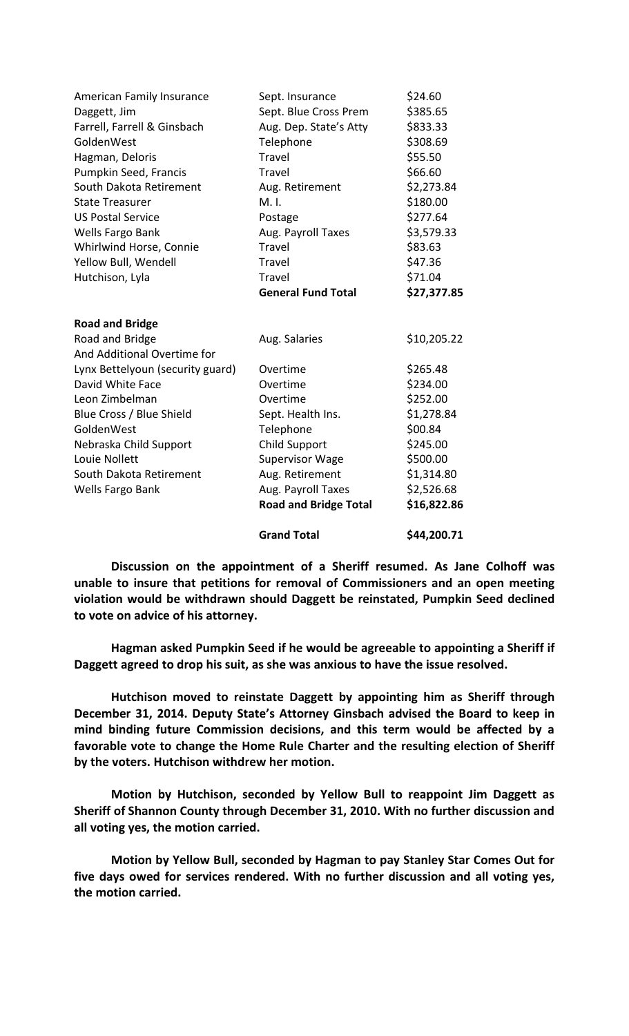| | | |
|---|---|---|
| American Family Insurance | Sept. Insurance | \$24.60 |
| Daggett, Jim | Sept. Blue Cross Prem | \$385.65 |
| Farrell, Farrell & Ginsbach | Aug. Dep. State's Atty | \$833.33 |
| GoldenWest | Telephone | \$308.69 |
| Hagman, Deloris | Travel | \$55.50 |
| Pumpkin Seed, Francis | Travel | \$66.60 |
| South Dakota Retirement | Aug. Retirement | \$2,273.84 |
| State Treasurer | M. I. | \$180.00 |
| US Postal Service | Postage | \$277.64 |
| Wells Fargo Bank | Aug. Payroll Taxes | \$3,579.33 |
| Whirlwind Horse, Connie | Travel | \$83.63 |
| Yellow Bull, Wendell | Travel | \$47.36 |
| Hutchison, Lyla | Travel | \$71.04 |
| | **General Fund Total** | **\$27,377.85** |
| **Road and Bridge** | | |
| Road and Bridge | Aug. Salaries | \$10,205.22 |
| And Additional Overtime for | | |
| Lynx Bettelyoun (security guard) | Overtime | \$265.48 |
| David White Face | Overtime | \$234.00 |
| Leon Zimbelman | Overtime | \$252.00 |
| Blue Cross / Blue Shield | Sept. Health Ins. | \$1,278.84 |
| GoldenWest | Telephone | \$00.84 |
| Nebraska Child Support | Child Support | \$245.00 |
| Louie Nollett | Supervisor Wage | \$500.00 |
| South Dakota Retirement | Aug. Retirement | \$1,314.80 |
| Wells Fargo Bank | Aug. Payroll Taxes | \$2,526.68 |
| | **Road and Bridge Total** | **\$16,822.86** |
| | **Grand Total** | **\$44,200.71** |

**Discussion on the appointment of a Sheriff resumed. As Jane Colhoff was unable to insure that petitions for removal of Commissioners and an open meeting violation would be withdrawn should Daggett be reinstated, Pumpkin Seed declined to vote on advice of his attorney.**

**Hagman asked Pumpkin Seed if he would be agreeable to appointing a Sheriff if Daggett agreed to drop his suit, as she was anxious to have the issue resolved.**

**Hutchison moved to reinstate Daggett by appointing him as Sheriff through December 31, 2014. Deputy State's Attorney Ginsbach advised the Board to keep in mind binding future Commission decisions, and this term would be affected by a favorable vote to change the Home Rule Charter and the resulting election of Sheriff by the voters. Hutchison withdrew her motion.**

**Motion by Hutchison, seconded by Yellow Bull to reappoint Jim Daggett as Sheriff of Shannon County through December 31, 2010. With no further discussion and all voting yes, the motion carried.**

**Motion by Yellow Bull, seconded by Hagman to pay Stanley Star Comes Out for five days owed for services rendered. With no further discussion and all voting yes, the motion carried.**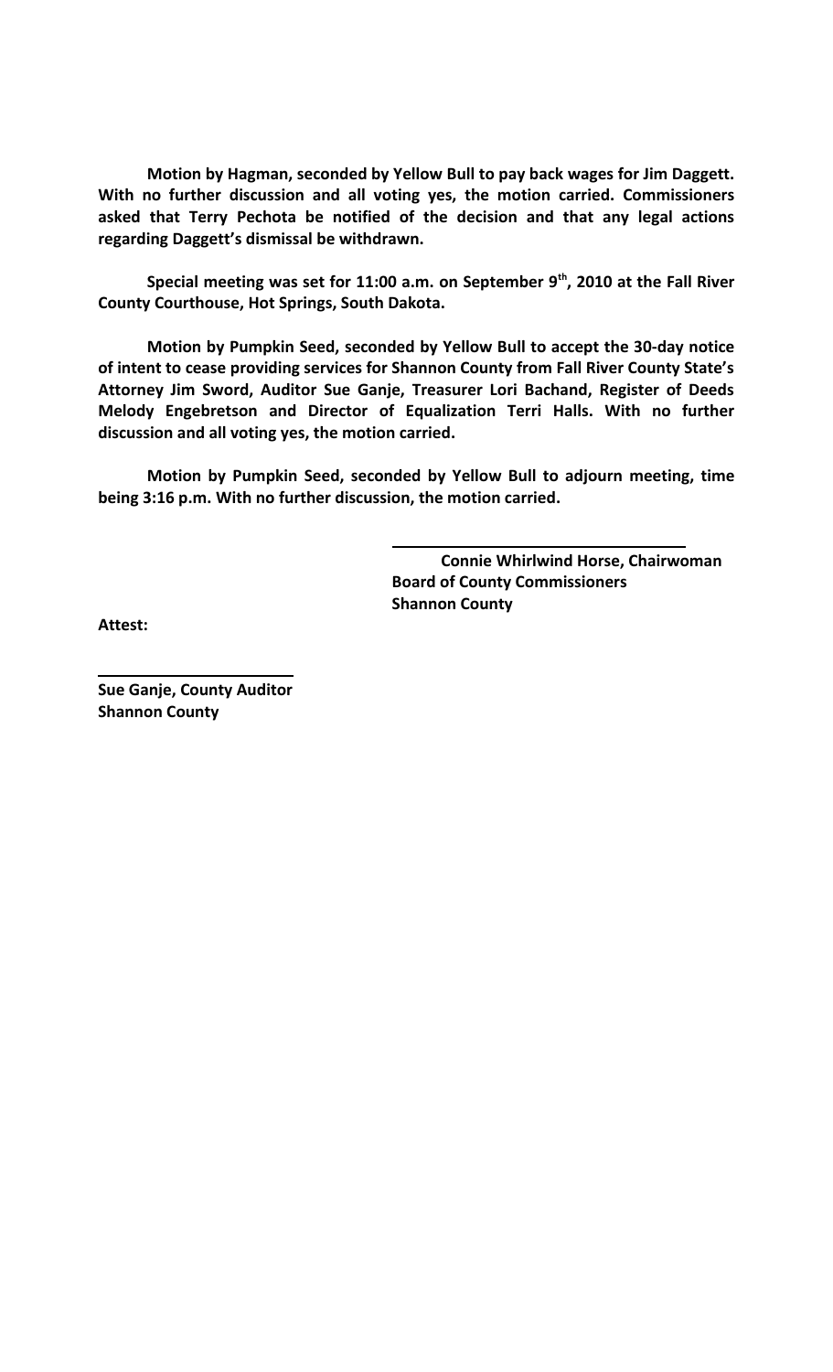**Motion by Hagman, seconded by Yellow Bull to pay back wages for Jim Daggett. With no further discussion and all voting yes, the motion carried. Commissioners asked that Terry Pechota be notified of the decision and that any legal actions regarding Daggett's dismissal be withdrawn.**

**Special meeting was set for 11:00 a.m. on September 9th, 2010 at the Fall River County Courthouse, Hot Springs, South Dakota.**

**Motion by Pumpkin Seed, seconded by Yellow Bull to accept the 30-day notice of intent to cease providing services for Shannon County from Fall River County State's Attorney Jim Sword, Auditor Sue Ganje, Treasurer Lori Bachand, Register of Deeds Melody Engebretson and Director of Equalization Terri Halls. With no further discussion and all voting yes, the motion carried.**

**Motion by Pumpkin Seed, seconded by Yellow Bull to adjourn meeting, time being 3:16 p.m. With no further discussion, the motion carried.**

\_\_\_\_\_\_\_\_\_\_\_\_\_\_\_\_\_\_\_\_\_\_\_\_\_\_\_\_\_\_\_\_

**Connie Whirlwind Horse, Chairwoman**
**Board of County Commissioners**
**Shannon County**

**Attest:**

\_\_\_\_\_\_\_\_\_\_\_\_\_\_\_\_\_\_\_\_\_\_\_\_

**Sue Ganje, County Auditor**
**Shannon County**